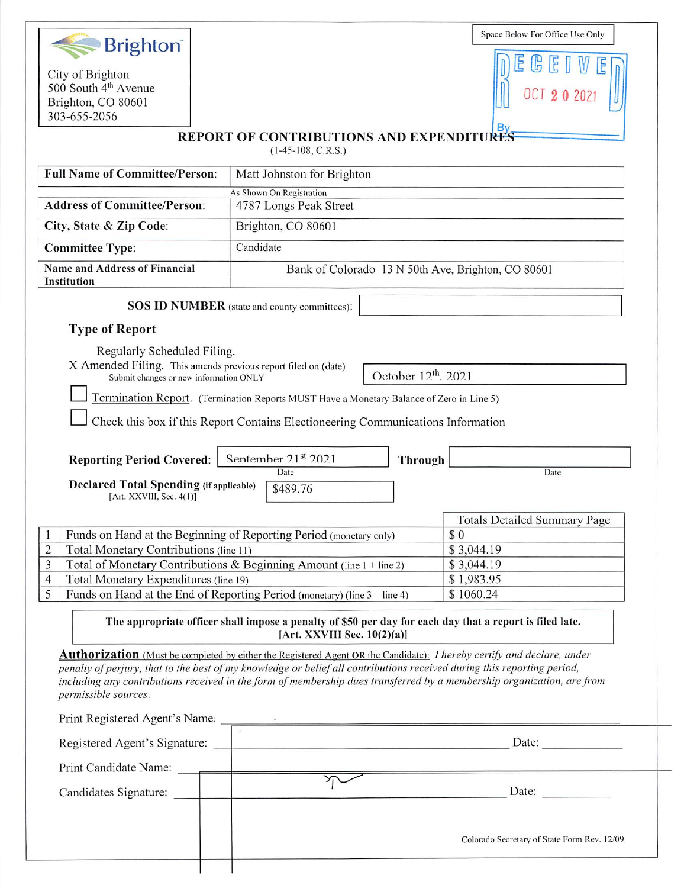**Brighton**

City of Brighton
500 South 4th Avenue
Brighton, CO 80601
303-655-2056

Space Below For Office Use Only

RECEIVED
OCT 20 2021
By

# REPORT OF CONTRIBUTIONS AND EXPENDITURES

(1-45-108, C.R.S.)

| | |
|---|---|
| **Full Name of Committee/Person:** | Matt Johnston for Brighton |
| | As Shown On Registration |
| **Address of Committee/Person:** | 4787 Longs Peak Street |
| **City, State & Zip Code:** | Brighton, CO 80601 |
| **Committee Type:** | Candidate |
| **Name and Address of Financial Institution** | Bank of Colorado 13 N 50th Ave, Brighton, CO 80601 |

**SOS ID NUMBER** (state and county committees):

## Type of Report

Regularly Scheduled Filing.

X Amended Filing. This amends previous report filed on (date) October 12th, 2021
Submit changes or new information ONLY

☐ Termination Report. (Termination Reports MUST Have a Monetary Balance of Zero in Line 5)

☐ Check this box if this Report Contains Electioneering Communications Information

**Reporting Period Covered:** September 21st 2021 (Date) **Through** (Date)

**Declared Total Spending (if applicable)** [Art. XXVIII, Sec. 4(1)]: $489.76

| | | Totals Detailed Summary Page |
|---|---|---|
| 1 | Funds on Hand at the Beginning of Reporting Period (monetary only) | $ 0 |
| 2 | Total Monetary Contributions (line 11) | $ 3,044.19 |
| 3 | Total of Monetary Contributions & Beginning Amount (line 1 + line 2) | $ 3,044.19 |
| 4 | Total Monetary Expenditures (line 19) | $ 1,983.95 |
| 5 | Funds on Hand at the End of Reporting Period (monetary) (line 3 – line 4) | $ 1060.24 |

**The appropriate officer shall impose a penalty of $50 per day for each day that a report is filed late. [Art. XXVIII Sec. 10(2)(a)]**

**Authorization** (Must be completed by either the Registered Agent OR the Candidate): *I hereby certify and declare, under penalty of perjury, that to the best of my knowledge or belief all contributions received during this reporting period, including any contributions received in the form of membership dues transferred by a membership organization, are from permissible sources.*

Print Registered Agent's Name: ____________________

Registered Agent's Signature: ____________________ Date: __________

Print Candidate Name: ____________________

Candidates Signature: ____________________ Date: __________

Colorado Secretary of State Form Rev. 12/09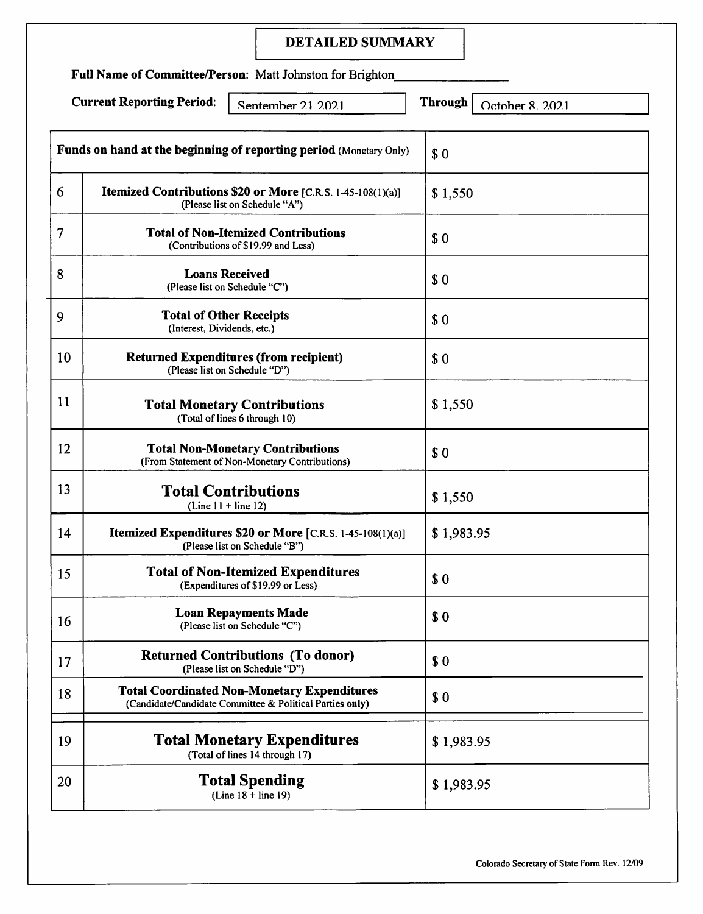# DETAILED SUMMARY

**Full Name of Committee/Person:** Matt Johnston for Brighton

**Current Reporting Period:** September 21 2021 **Through** October 8, 2021

| | | |
|---|---|---|
| **Funds on hand at the beginning of reporting period** (Monetary Only) | | $ 0 |
| 6 | **Itemized Contributions $20 or More** [C.R.S. 1-45-108(1)(a)] (Please list on Schedule "A") | $ 1,550 |
| 7 | **Total of Non-Itemized Contributions** (Contributions of $19.99 and Less) | $ 0 |
| 8 | **Loans Received** (Please list on Schedule "C") | $ 0 |
| 9 | **Total of Other Receipts** (Interest, Dividends, etc.) | $ 0 |
| 10 | **Returned Expenditures (from recipient)** (Please list on Schedule "D") | $ 0 |
| 11 | **Total Monetary Contributions** (Total of lines 6 through 10) | $ 1,550 |
| 12 | **Total Non-Monetary Contributions** (From Statement of Non-Monetary Contributions) | $ 0 |
| 13 | **Total Contributions** (Line 11 + line 12) | $ 1,550 |
| 14 | **Itemized Expenditures $20 or More** [C.R.S. 1-45-108(1)(a)] (Please list on Schedule "B") | $ 1,983.95 |
| 15 | **Total of Non-Itemized Expenditures** (Expenditures of $19.99 or Less) | $ 0 |
| 16 | **Loan Repayments Made** (Please list on Schedule "C") | $ 0 |
| 17 | **Returned Contributions (To donor)** (Please list on Schedule "D") | $ 0 |
| 18 | **Total Coordinated Non-Monetary Expenditures** (Candidate/Candidate Committee & Political Parties **only**) | $ 0 |
| 19 | **Total Monetary Expenditures** (Total of lines 14 through 17) | $ 1,983.95 |
| 20 | **Total Spending** (Line 18 + line 19) | $ 1,983.95 |

Colorado Secretary of State Form Rev. 12/09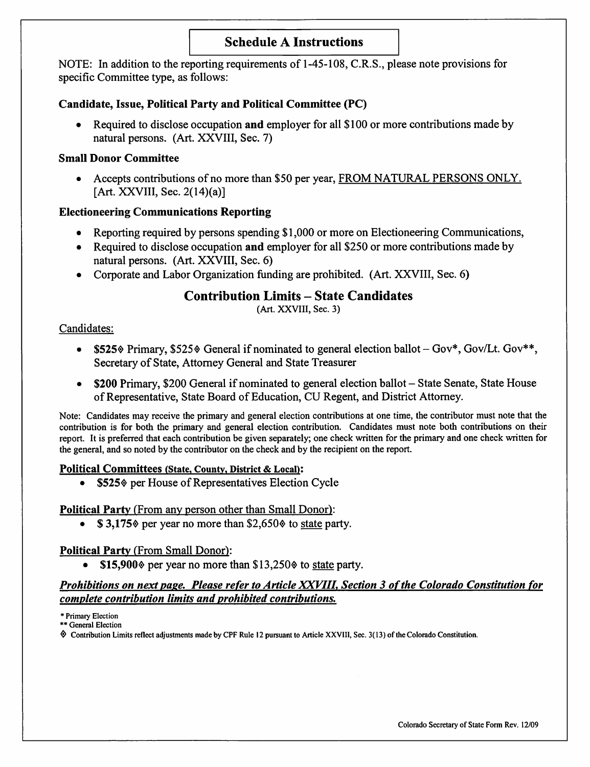## Schedule A Instructions

NOTE: In addition to the reporting requirements of 1-45-108, C.R.S., please note provisions for specific Committee type, as follows:

### Candidate, Issue, Political Party and Political Committee (PC)

- Required to disclose occupation **and** employer for all $100 or more contributions made by natural persons. (Art. XXVIII, Sec. 7)

### Small Donor Committee

- Accepts contributions of no more than $50 per year, <u>FROM NATURAL PERSONS ONLY.</u> [Art. XXVIII, Sec. 2(14)(a)]

### Electioneering Communications Reporting

- Reporting required by persons spending $1,000 or more on Electioneering Communications,
- Required to disclose occupation **and** employer for all $250 or more contributions made by natural persons. (Art. XXVIII, Sec. 6)
- Corporate and Labor Organization funding are prohibited. (Art. XXVIII, Sec. 6)

## Contribution Limits – State Candidates

(Art. XXVIII, Sec. 3)

<u>Candidates:</u>

- **$525**◊ Primary, $525◊ General if nominated to general election ballot – Gov*, Gov/Lt. Gov**, Secretary of State, Attorney General and State Treasurer
- **$200** Primary, $200 General if nominated to general election ballot – State Senate, State House of Representative, State Board of Education, CU Regent, and District Attorney.

Note: Candidates may receive the primary and general election contributions at one time, the contributor must note that the contribution is for both the primary and general election contribution. Candidates must note both contributions on their report. It is preferred that each contribution be given separately; one check written for the primary and one check written for the general, and so noted by the contributor on the check and by the recipient on the report.

**<u>Political Committees (State, County, District & Local):</u>**

- **$525**◊ per House of Representatives Election Cycle

**<u>Political Party</u>** <u>(From any person other than Small Donor):</u>

- **$ 3,175**◊ per year no more than $2,650◊ to <u>state</u> party.

**<u>Political Party</u>** <u>(From Small Donor):</u>

- **$15,900**◊ per year no more than $13,250◊ to <u>state</u> party.

***<u>Prohibitions on next page. Please refer to Article XXVIII, Section 3 of the Colorado Constitution for complete contribution limits and prohibited contributions.</u>***

\* Primary Election

\** General Election

◊ Contribution Limits reflect adjustments made by CPF Rule 12 pursuant to Article XXVIII, Sec. 3(13) of the Colorado Constitution.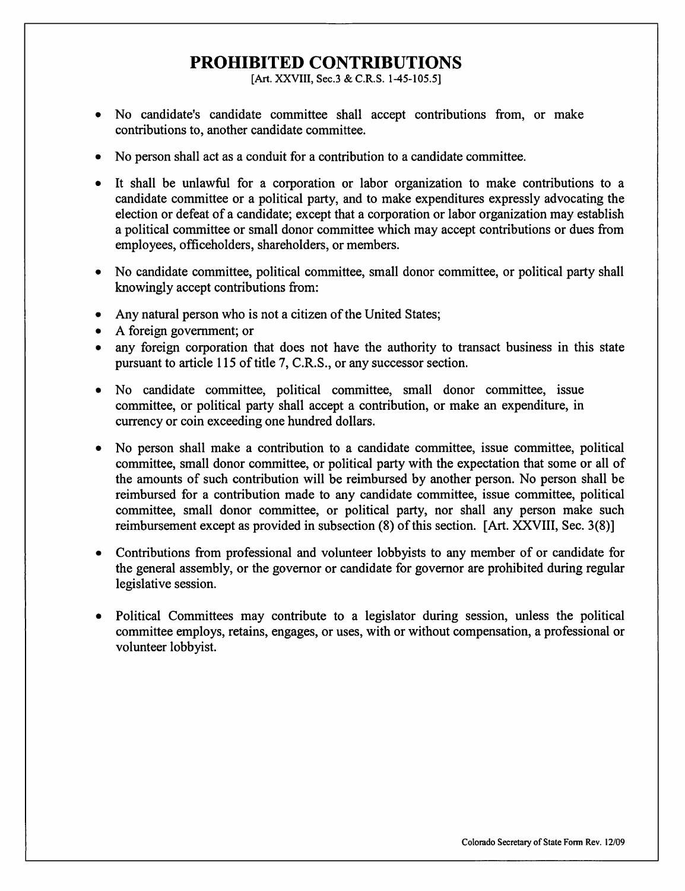# PROHIBITED CONTRIBUTIONS

[Art. XXVIII, Sec.3 & C.R.S. 1-45-105.5]

- No candidate's candidate committee shall accept contributions from, or make contributions to, another candidate committee.
- No person shall act as a conduit for a contribution to a candidate committee.
- It shall be unlawful for a corporation or labor organization to make contributions to a candidate committee or a political party, and to make expenditures expressly advocating the election or defeat of a candidate; except that a corporation or labor organization may establish a political committee or small donor committee which may accept contributions or dues from employees, officeholders, shareholders, or members.
- No candidate committee, political committee, small donor committee, or political party shall knowingly accept contributions from:
- Any natural person who is not a citizen of the United States;
- A foreign government; or
- any foreign corporation that does not have the authority to transact business in this state pursuant to article 115 of title 7, C.R.S., or any successor section.
- No candidate committee, political committee, small donor committee, issue committee, or political party shall accept a contribution, or make an expenditure, in currency or coin exceeding one hundred dollars.
- No person shall make a contribution to a candidate committee, issue committee, political committee, small donor committee, or political party with the expectation that some or all of the amounts of such contribution will be reimbursed by another person. No person shall be reimbursed for a contribution made to any candidate committee, issue committee, political committee, small donor committee, or political party, nor shall any person make such reimbursement except as provided in subsection (8) of this section. [Art. XXVIII, Sec. 3(8)]
- Contributions from professional and volunteer lobbyists to any member of or candidate for the general assembly, or the governor or candidate for governor are prohibited during regular legislative session.
- Political Committees may contribute to a legislator during session, unless the political committee employs, retains, engages, or uses, with or without compensation, a professional or volunteer lobbyist.

Colorado Secretary of State Form Rev. 12/09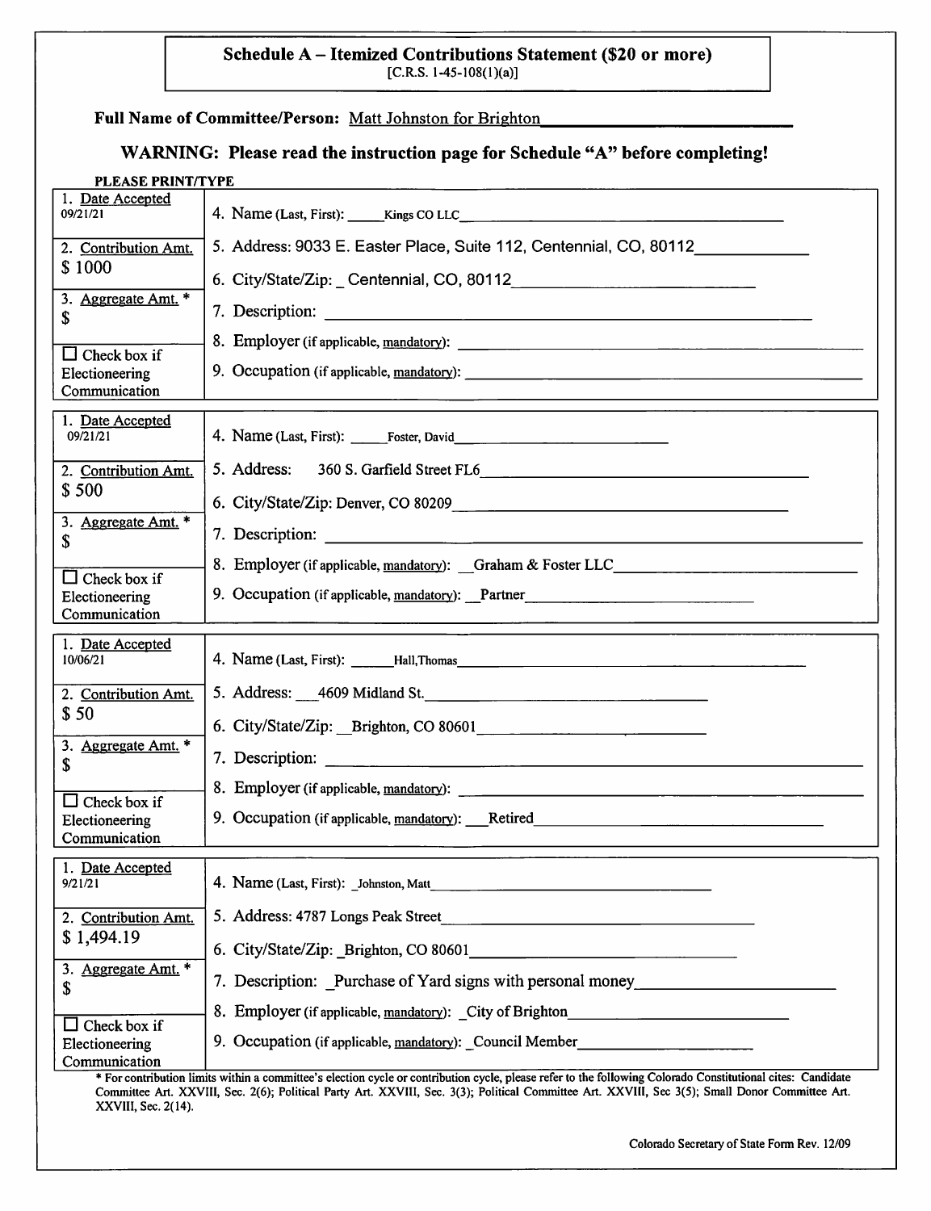# Schedule A – Itemized Contributions Statement ($20 or more)

[C.R.S. 1-45-108(1)(a)]

**Full Name of Committee/Person:** Matt Johnston for Brighton

## WARNING: Please read the instruction page for Schedule "A" before completing!

**PLEASE PRINT/TYPE**

| | |
|---|---|
| 1. Date Accepted 09/21/21 | 4. Name (Last, First): Kings CO LLC |
| 2. Contribution Amt. $ 1000 | 5. Address: 9033 E. Easter Place, Suite 112, Centennial, CO, 80112 |
| | 6. City/State/Zip: Centennial, CO, 80112 |
| 3. Aggregate Amt. * $ | 7. Description: |
| | 8. Employer (if applicable, mandatory): |
| ☐ Check box if Electioneering Communication | 9. Occupation (if applicable, mandatory): |

| | |
|---|---|
| 1. Date Accepted 09/21/21 | 4. Name (Last, First): Foster, David |
| 2. Contribution Amt. $ 500 | 5. Address: 360 S. Garfield Street FL6 |
| | 6. City/State/Zip: Denver, CO 80209 |
| 3. Aggregate Amt. * $ | 7. Description: |
| | 8. Employer (if applicable, mandatory): Graham & Foster LLC |
| ☐ Check box if Electioneering Communication | 9. Occupation (if applicable, mandatory): Partner |

| | |
|---|---|
| 1. Date Accepted 10/06/21 | 4. Name (Last, First): Hall,Thomas |
| 2. Contribution Amt. $ 50 | 5. Address: 4609 Midland St. |
| | 6. City/State/Zip: Brighton, CO 80601 |
| 3. Aggregate Amt. * $ | 7. Description: |
| | 8. Employer (if applicable, mandatory): |
| ☐ Check box if Electioneering Communication | 9. Occupation (if applicable, mandatory): Retired |

| | |
|---|---|
| 1. Date Accepted 9/21/21 | 4. Name (Last, First): Johnston, Matt |
| 2. Contribution Amt. $ 1,494.19 | 5. Address: 4787 Longs Peak Street |
| | 6. City/State/Zip: Brighton, CO 80601 |
| 3. Aggregate Amt. * $ | 7. Description: Purchase of Yard signs with personal money |
| | 8. Employer (if applicable, mandatory): City of Brighton |
| ☐ Check box if Electioneering Communication | 9. Occupation (if applicable, mandatory): Council Member |

* For contribution limits within a committee's election cycle or contribution cycle, please refer to the following Colorado Constitutional cites: Candidate Committee Art. XXVIII, Sec. 2(6); Political Party Art. XXVIII, Sec. 3(3); Political Committee Art. XXVIII, Sec 3(5); Small Donor Committee Art. XXVIII, Sec. 2(14).

Colorado Secretary of State Form Rev. 12/09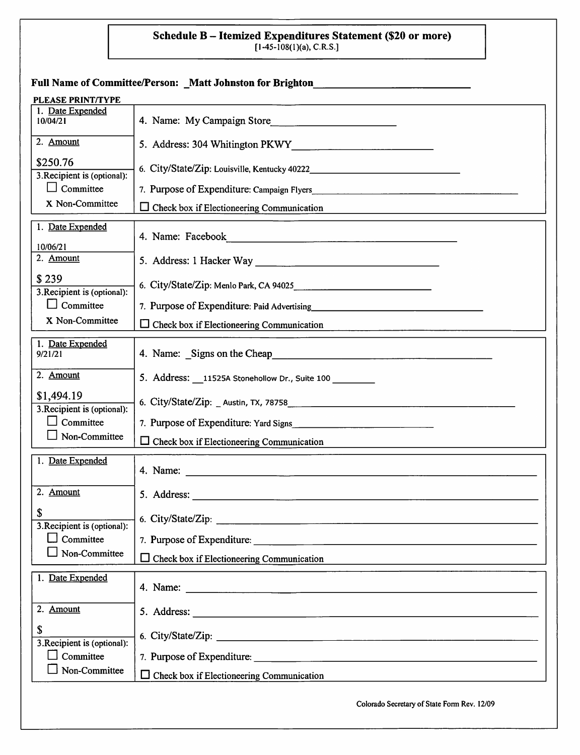# Schedule B – Itemized Expenditures Statement ($20 or more)

[1-45-108(1)(a), C.R.S.]

**Full Name of Committee/Person:** Matt Johnston for Brighton

**PLEASE PRINT/TYPE**

| Field | Entry 1 | Entry 2 | Entry 3 | Entry 4 | Entry 5 |
|---|---|---|---|---|---|
| 1. Date Expended | 10/04/21 | 10/06/21 | 9/21/21 | | |
| 2. Amount | $250.76 | $ 239 | $1,494.19 | $ | $ |
| 3. Recipient is (optional): Committee | ☐ | ☐ | ☐ | ☐ | ☐ |
| 3. Recipient is (optional): Non-Committee | X | X | ☐ | ☐ | ☐ |
| 4. Name | My Campaign Store | Facebook | Signs on the Cheap | | |
| 5. Address | 304 Whitington PKWY | 1 Hacker Way | 11525A Stonehollow Dr., Suite 100 | | |
| 6. City/State/Zip | Louisville, Kentucky 40222 | Menlo Park, CA 94025 | Austin, TX, 78758 | | |
| 7. Purpose of Expenditure | Campaign Flyers | Paid Advertising | Yard Signs | | |
| Check box if Electioneering Communication | ☐ | ☐ | ☐ | ☐ | ☐ |

Colorado Secretary of State Form Rev. 12/09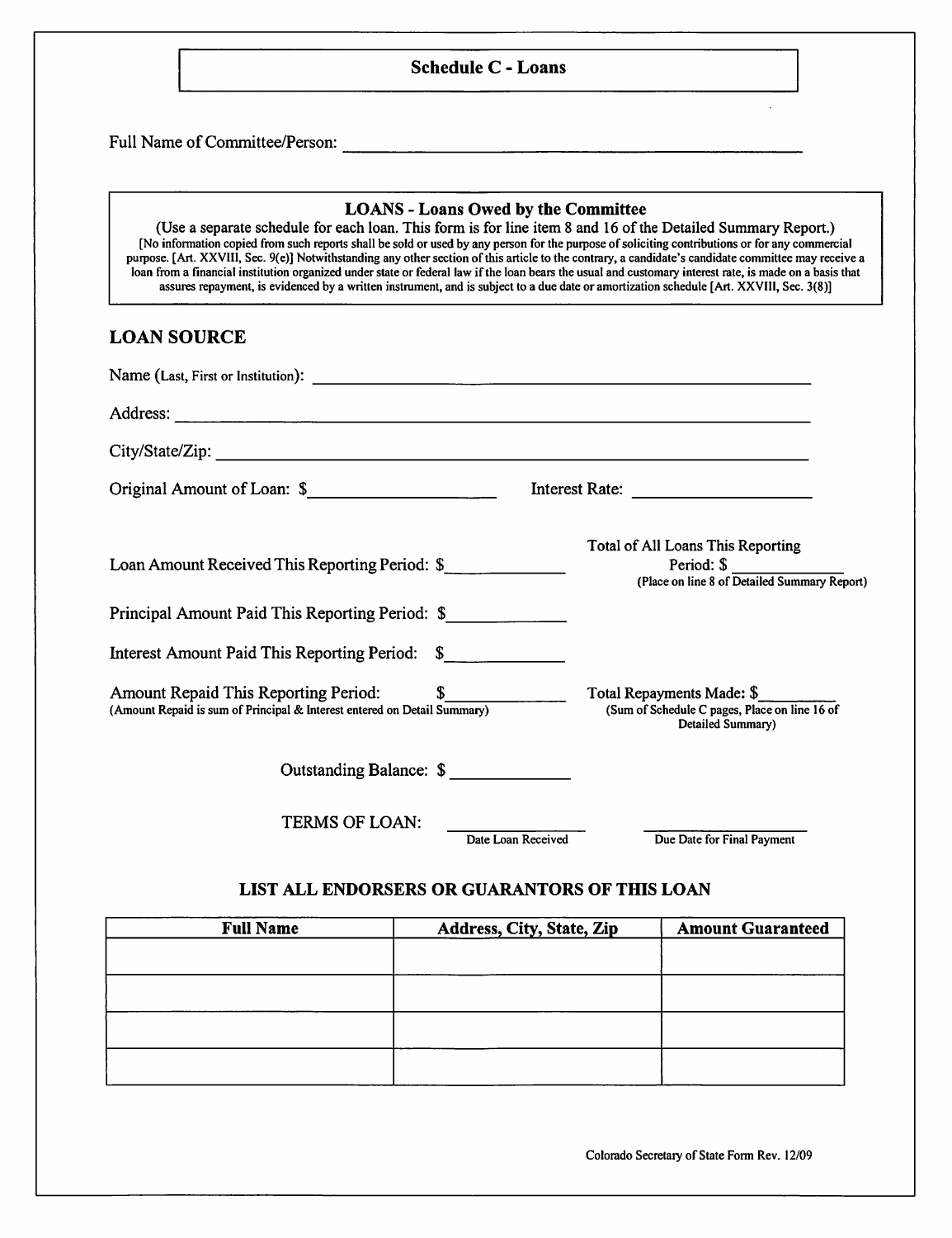# Schedule C - Loans

Full Name of Committee/Person: ______________________________

## LOANS - Loans Owed by the Committee

(Use a separate schedule for each loan. This form is for line item 8 and 16 of the Detailed Summary Report.)

[No information copied from such reports shall be sold or used by any person for the purpose of soliciting contributions or for any commercial purpose. [Art. XXVIII, Sec. 9(e)] Notwithstanding any other section of this article to the contrary, a candidate's candidate committee may receive a loan from a financial institution organized under state or federal law if the loan bears the usual and customary interest rate, is made on a basis that assures repayment, is evidenced by a written instrument, and is subject to a due date or amortization schedule [Art. XXVIII, Sec. 3(8)]

## LOAN SOURCE

Name (Last, First or Institution): ______________________________

Address: ______________________________

City/State/Zip: ______________________________

Original Amount of Loan: $__________ Interest Rate: __________

Loan Amount Received This Reporting Period: $__________

Total of All Loans This Reporting Period: $__________
(Place on line 8 of Detailed Summary Report)

Principal Amount Paid This Reporting Period: $__________

Interest Amount Paid This Reporting Period: $__________

Amount Repaid This Reporting Period: $__________
(Amount Repaid is sum of Principal & Interest entered on Detail Summary)

Total Repayments Made: $__________
(Sum of Schedule C pages, Place on line 16 of Detailed Summary)

Outstanding Balance: $__________

TERMS OF LOAN: __________ __________
Date Loan Received / Due Date for Final Payment

### LIST ALL ENDORSERS OR GUARANTORS OF THIS LOAN

| Full Name | Address, City, State, Zip | Amount Guaranteed |
|---|---|---|
| | | |
| | | |
| | | |
| | | |

Colorado Secretary of State Form Rev. 12/09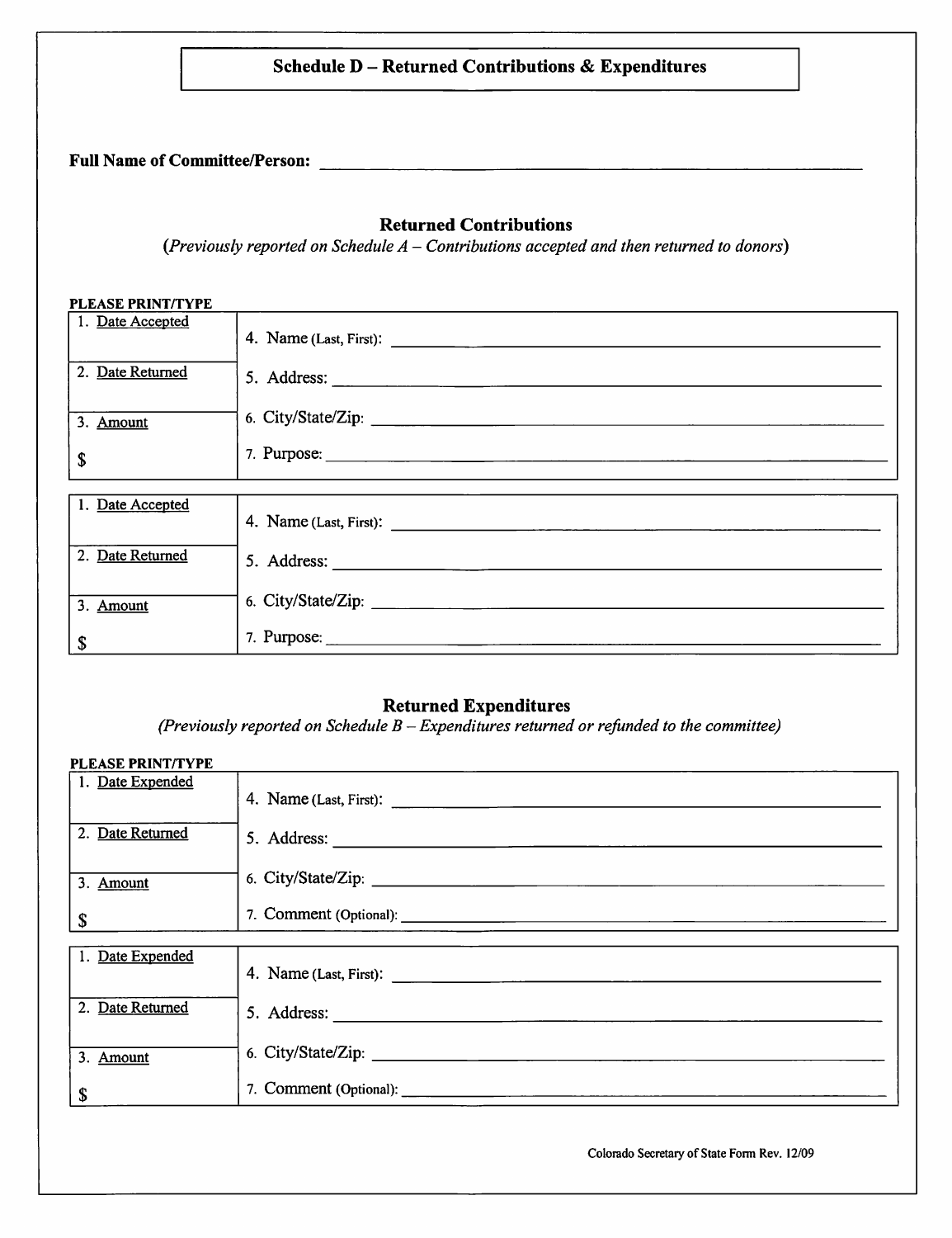# Schedule D – Returned Contributions & Expenditures

**Full Name of Committee/Person:** ____________________________________________

## Returned Contributions

*(Previously reported on Schedule A – Contributions accepted and then returned to donors)*

**PLEASE PRINT/TYPE**

| | |
|---|---|
| 1. Date Accepted | 4. Name (Last, First): ______________________________ |
| 2. Date Returned | 5. Address: ______________________________ |
| 3. Amount | 6. City/State/Zip: ______________________________ |
| $ | 7. Purpose: ______________________________ |

| | |
|---|---|
| 1. Date Accepted | 4. Name (Last, First): ______________________________ |
| 2. Date Returned | 5. Address: ______________________________ |
| 3. Amount | 6. City/State/Zip: ______________________________ |
| $ | 7. Purpose: ______________________________ |

## Returned Expenditures

*(Previously reported on Schedule B – Expenditures returned or refunded to the committee)*

**PLEASE PRINT/TYPE**

| | |
|---|---|
| 1. Date Expended | 4. Name (Last, First): ______________________________ |
| 2. Date Returned | 5. Address: ______________________________ |
| 3. Amount | 6. City/State/Zip: ______________________________ |
| $ | 7. Comment (Optional): ______________________________ |

| | |
|---|---|
| 1. Date Expended | 4. Name (Last, First): ______________________________ |
| 2. Date Returned | 5. Address: ______________________________ |
| 3. Amount | 6. City/State/Zip: ______________________________ |
| $ | 7. Comment (Optional): ______________________________ |

Colorado Secretary of State Form Rev. 12/09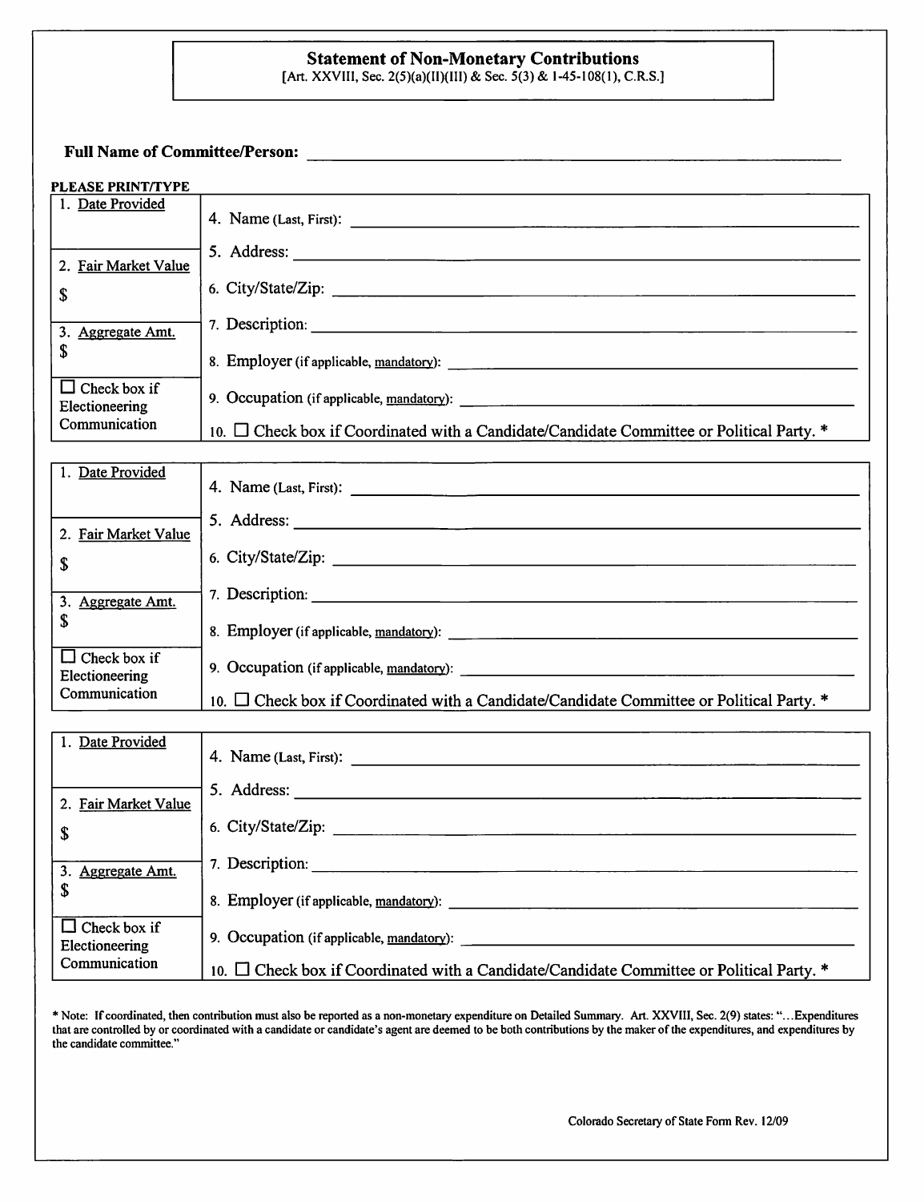**Statement of Non-Monetary Contributions**
[Art. XXVIII, Sec. 2(5)(a)(II)(III) & Sec. 5(3) & 1-45-108(1), C.R.S.]

**Full Name of Committee/Person:** ______________________________

**PLEASE PRINT/TYPE**

| | |
|---|---|
| 1. Date Provided | 4. Name (Last, First): ______________________________ |
| | 5. Address: ______________________________ |
| 2. Fair Market Value<br>$ | 6. City/State/Zip: ______________________________ |
| 3. Aggregate Amt.<br>$ | 7. Description: ______________________________<br>8. Employer (if applicable, mandatory): ______________________________ |
| ☐ Check box if Electioneering Communication | 9. Occupation (if applicable, mandatory): ______________________________<br>10. ☐ Check box if Coordinated with a Candidate/Candidate Committee or Political Party. * |

| | |
|---|---|
| 1. Date Provided | 4. Name (Last, First): ______________________________ |
| | 5. Address: ______________________________ |
| 2. Fair Market Value<br>$ | 6. City/State/Zip: ______________________________ |
| 3. Aggregate Amt.<br>$ | 7. Description: ______________________________<br>8. Employer (if applicable, mandatory): ______________________________ |
| ☐ Check box if Electioneering Communication | 9. Occupation (if applicable, mandatory): ______________________________<br>10. ☐ Check box if Coordinated with a Candidate/Candidate Committee or Political Party. * |

| | |
|---|---|
| 1. Date Provided | 4. Name (Last, First): ______________________________ |
| | 5. Address: ______________________________ |
| 2. Fair Market Value<br>$ | 6. City/State/Zip: ______________________________ |
| 3. Aggregate Amt.<br>$ | 7. Description: ______________________________<br>8. Employer (if applicable, mandatory): ______________________________ |
| ☐ Check box if Electioneering Communication | 9. Occupation (if applicable, mandatory): ______________________________<br>10. ☐ Check box if Coordinated with a Candidate/Candidate Committee or Political Party. * |

* Note: If coordinated, then contribution must also be reported as a non-monetary expenditure on Detailed Summary. Art. XXVIII, Sec. 2(9) states: "...Expenditures that are controlled by or coordinated with a candidate or candidate's agent are deemed to be both contributions by the maker of the expenditures, and expenditures by the candidate committee."

Colorado Secretary of State Form Rev. 12/09